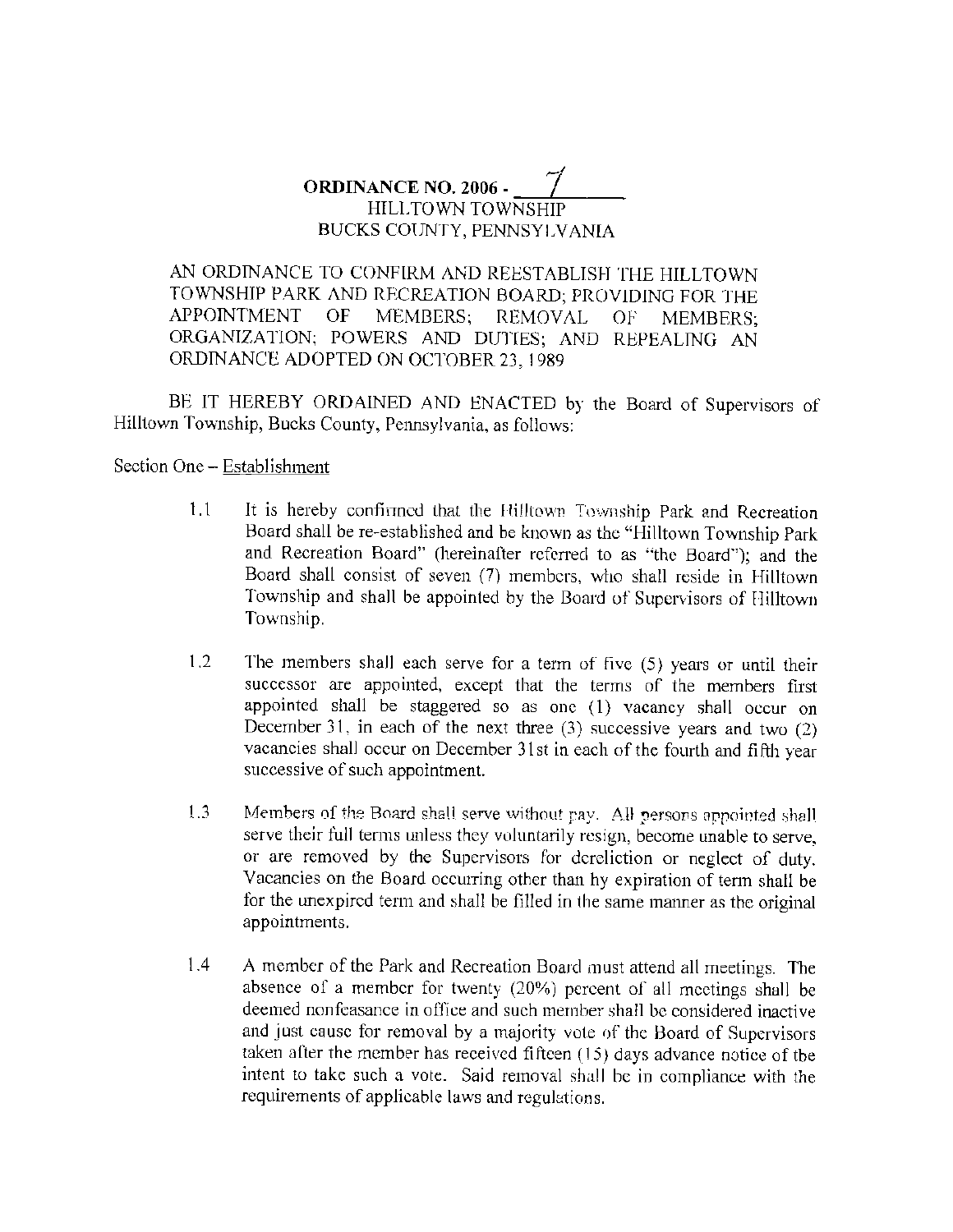# ORDINANCE NO. 2006 - 7

HILLTOWN TOWNSHIP
BUCKS COUNTY, PENNSYLVANIA

AN ORDINANCE TO CONFIRM AND REESTABLISH THE HILLTOWN TOWNSHIP PARK AND RECREATION BOARD; PROVIDING FOR THE APPOINTMENT OF MEMBERS; REMOVAL OF MEMBERS; ORGANIZATION; POWERS AND DUTIES; AND REPEALING AN ORDINANCE ADOPTED ON OCTOBER 23, 1989

BE IT HEREBY ORDAINED AND ENACTED by the Board of Supervisors of Hilltown Township, Bucks County, Pennsylvania, as follows:

Section One – Establishment

1.1 It is hereby confirmed that the Hilltown Township Park and Recreation Board shall be re-established and be known as the "Hilltown Township Park and Recreation Board" (hereinafter referred to as "the Board"); and the Board shall consist of seven (7) members, who shall reside in Hilltown Township and shall be appointed by the Board of Supervisors of Hilltown Township.

1.2 The members shall each serve for a term of five (5) years or until their successor are appointed, except that the terms of the members first appointed shall be staggered so as one (1) vacancy shall occur on December 31, in each of the next three (3) successive years and two (2) vacancies shall occur on December 31st in each of the fourth and fifth year successive of such appointment.

1.3 Members of the Board shall serve without pay. All persons appointed shall serve their full terms unless they voluntarily resign, become unable to serve, or are removed by the Supervisors for dereliction or neglect of duty. Vacancies on the Board occurring other than by expiration of term shall be for the unexpired term and shall be filled in the same manner as the original appointments.

1.4 A member of the Park and Recreation Board must attend all meetings. The absence of a member for twenty (20%) percent of all meetings shall be deemed nonfeasance in office and such member shall be considered inactive and just cause for removal by a majority vote of the Board of Supervisors taken after the member has received fifteen (15) days advance notice of the intent to take such a vote. Said removal shall be in compliance with the requirements of applicable laws and regulations.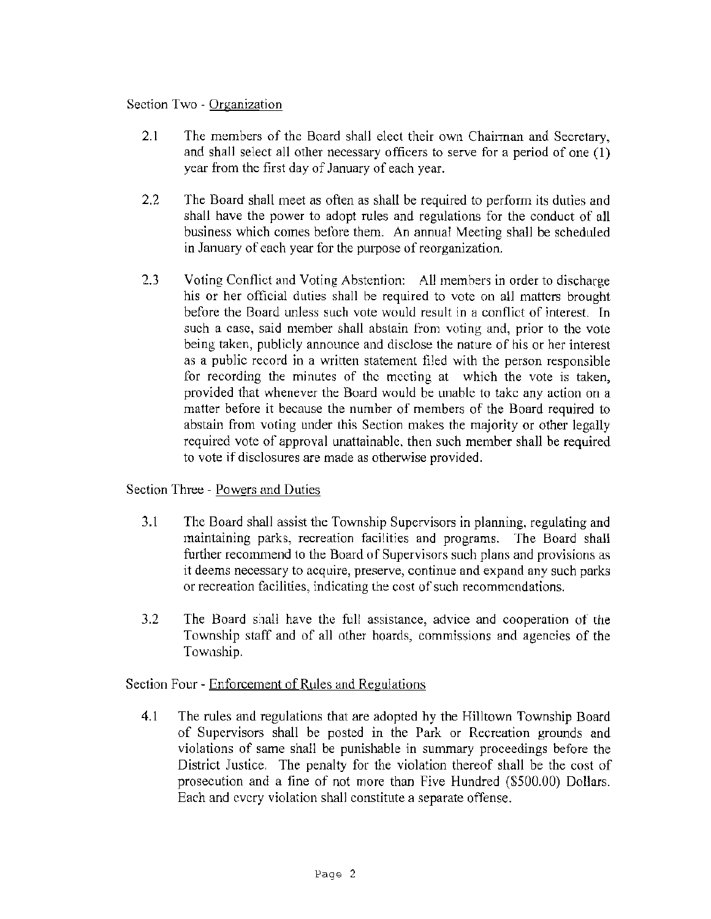Section Two - Organization

2.1 The members of the Board shall elect their own Chairman and Secretary, and shall select all other necessary officers to serve for a period of one (1) year from the first day of January of each year.

2.2 The Board shall meet as often as shall be required to perform its duties and shall have the power to adopt rules and regulations for the conduct of all business which comes before them. An annual Meeting shall be scheduled in January of each year for the purpose of reorganization.

2.3 Voting Conflict and Voting Abstention: All members in order to discharge his or her official duties shall be required to vote on all matters brought before the Board unless such vote would result in a conflict of interest. In such a case, said member shall abstain from voting and, prior to the vote being taken, publicly announce and disclose the nature of his or her interest as a public record in a written statement filed with the person responsible for recording the minutes of the meeting at which the vote is taken, provided that whenever the Board would be unable to take any action on a matter before it because the number of members of the Board required to abstain from voting under this Section makes the majority or other legally required vote of approval unattainable, then such member shall be required to vote if disclosures are made as otherwise provided.

Section Three - Powers and Duties

3.1 The Board shall assist the Township Supervisors in planning, regulating and maintaining parks, recreation facilities and programs. The Board shall further recommend to the Board of Supervisors such plans and provisions as it deems necessary to acquire, preserve, continue and expand any such parks or recreation facilities, indicating the cost of such recommendations.

3.2 The Board shall have the full assistance, advice and cooperation of the Township staff and of all other boards, commissions and agencies of the Township.

Section Four - Enforcement of Rules and Regulations

4.1 The rules and regulations that are adopted by the Hilltown Township Board of Supervisors shall be posted in the Park or Recreation grounds and violations of same shall be punishable in summary proceedings before the District Justice. The penalty for the violation thereof shall be the cost of prosecution and a fine of not more than Five Hundred ($500.00) Dollars. Each and every violation shall constitute a separate offense.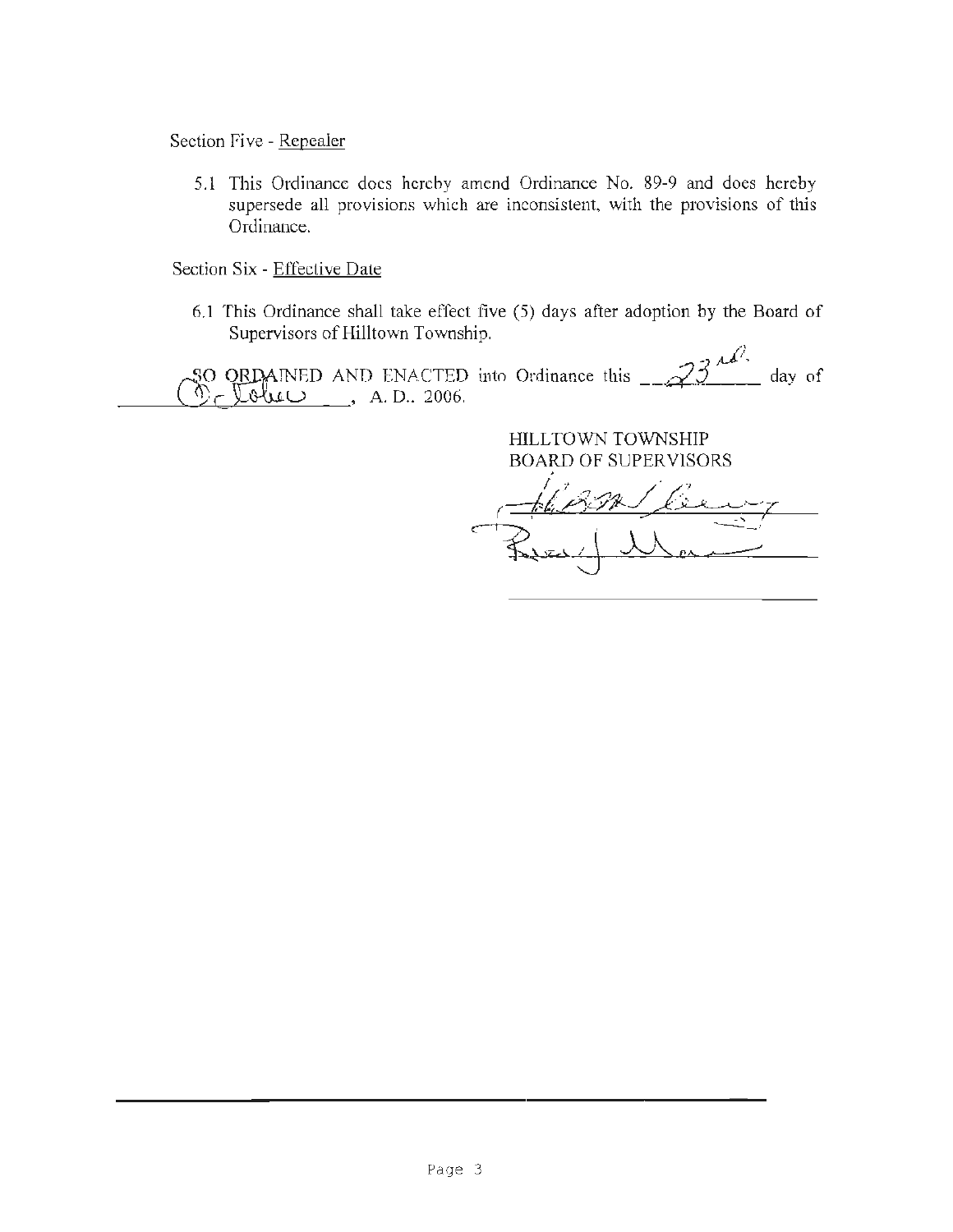Section Five - Repealer

5.1 This Ordinance does hereby amend Ordinance No. 89-9 and does hereby supersede all provisions which are inconsistent, with the provisions of this Ordinance.

Section Six - Effective Date

6.1 This Ordinance shall take effect five (5) days after adoption by the Board of Supervisors of Hilltown Township.

SO ORDAINED AND ENACTED into Ordinance this 23rd day of October, A. D., 2006.

HILLTOWN TOWNSHIP
BOARD OF SUPERVISORS

\_\_\_\_\_\_\_\_\_\_\_\_\_\_\_\_\_\_\_\_\_\_\_\_\_\_\_\_\_\_

\_\_\_\_\_\_\_\_\_\_\_\_\_\_\_\_\_\_\_\_\_\_\_\_\_\_\_\_\_\_

\_\_\_\_\_\_\_\_\_\_\_\_\_\_\_\_\_\_\_\_\_\_\_\_\_\_\_\_\_\_